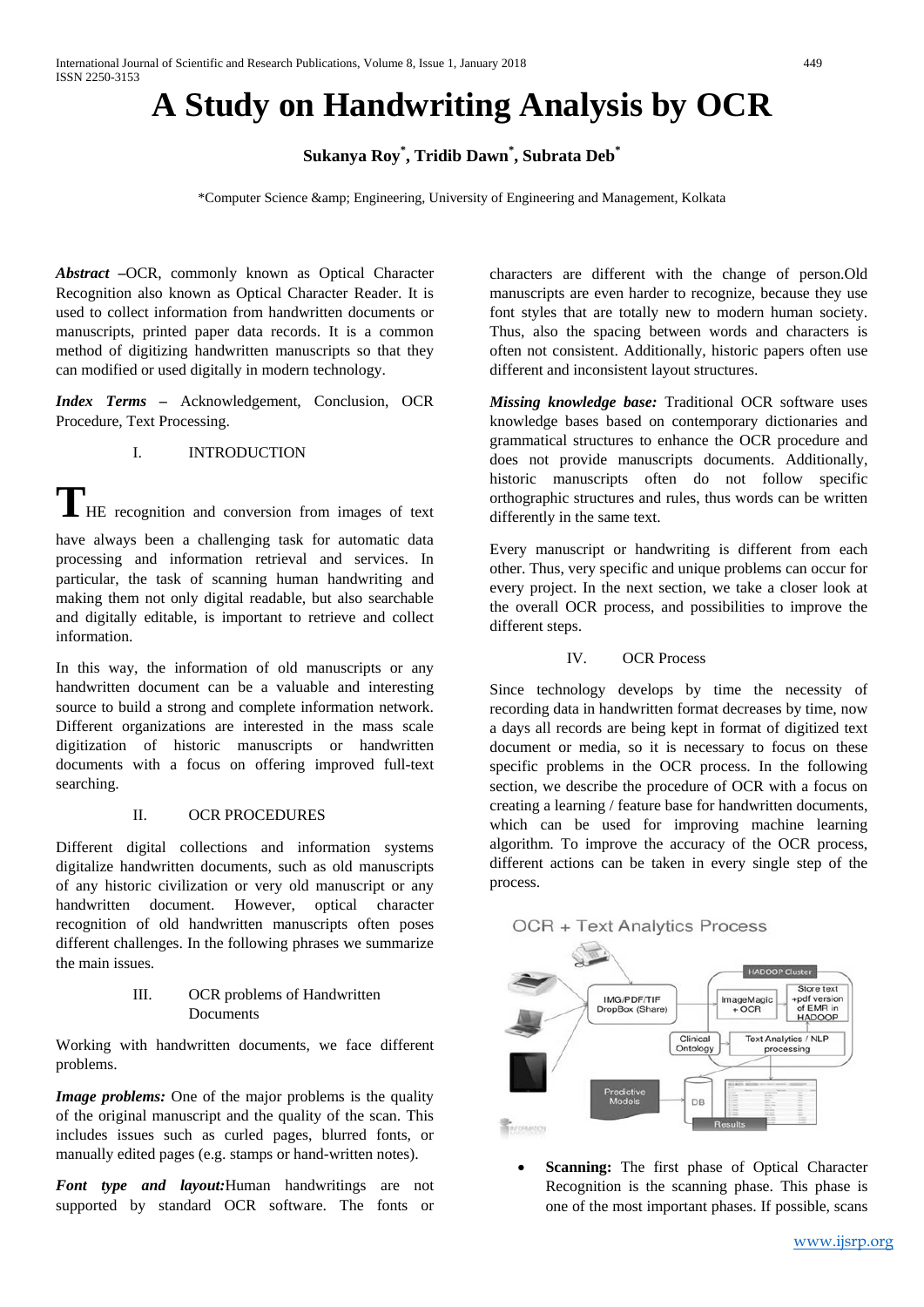# A Study on Handwriting Analysis by OCR

**Sukanya Roy[*], Tridib Dawn[*], Subrata Deb[*]**

[*]Computer Science &amp; Engineering, University of Engineering and Management, Kolkata

***Abstract* –**OCR, commonly known as Optical Character Recognition also known as Optical Character Reader. It is used to collect information from handwritten documents or manuscripts, printed paper data records. It is a common method of digitizing handwritten manuscripts so that they can modified or used digitally in modern technology.

***Index Terms* –** Acknowledgement, Conclusion, OCR Procedure, Text Processing.

## I. INTRODUCTION

THE recognition and conversion from images of text have always been a challenging task for automatic data processing and information retrieval and services. In particular, the task of scanning human handwriting and making them not only digital readable, but also searchable and digitally editable, is important to retrieve and collect information.

In this way, the information of old manuscripts or any handwritten document can be a valuable and interesting source to build a strong and complete information network. Different organizations are interested in the mass scale digitization of historic manuscripts or handwritten documents with a focus on offering improved full-text searching.

## II. OCR PROCEDURES

Different digital collections and information systems digitalize handwritten documents, such as old manuscripts of any historic civilization or very old manuscript or any handwritten document. However, optical character recognition of old handwritten manuscripts often poses different challenges. In the following phrases we summarize the main issues.

## III. OCR problems of Handwritten Documents

Working with handwritten documents, we face different problems.

***Image problems:*** One of the major problems is the quality of the original manuscript and the quality of the scan. This includes issues such as curled pages, blurred fonts, or manually edited pages (e.g. stamps or hand-written notes).

***Font type and layout:***Human handwritings are not supported by standard OCR software. The fonts or characters are different with the change of person.Old manuscripts are even harder to recognize, because they use font styles that are totally new to modern human society. Thus, also the spacing between words and characters is often not consistent. Additionally, historic papers often use different and inconsistent layout structures.

***Missing knowledge base:*** Traditional OCR software uses knowledge bases based on contemporary dictionaries and grammatical structures to enhance the OCR procedure and does not provide manuscripts documents. Additionally, historic manuscripts often do not follow specific orthographic structures and rules, thus words can be written differently in the same text.

Every manuscript or handwriting is different from each other. Thus, very specific and unique problems can occur for every project. In the next section, we take a closer look at the overall OCR process, and possibilities to improve the different steps.

## IV. OCR Process

Since technology develops by time the necessity of recording data in handwritten format decreases by time, now a days all records are being kept in format of digitized text document or media, so it is necessary to focus on these specific problems in the OCR process. In the following section, we describe the procedure of OCR with a focus on creating a learning / feature base for handwritten documents, which can be used for improving machine learning algorithm. To improve the accuracy of the OCR process, different actions can be taken in every single step of the process.

OCR + Text Analytics Process

- **Scanning:** The first phase of Optical Character Recognition is the scanning phase. This phase is one of the most important phases. If possible, scans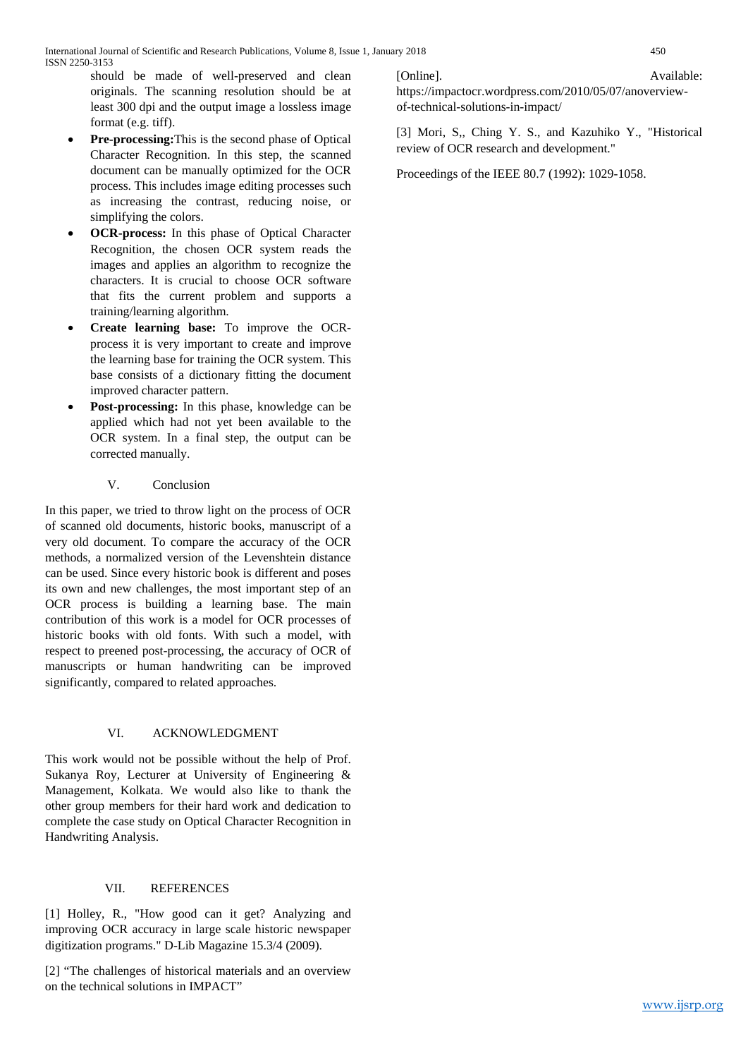should be made of well-preserved and clean originals. The scanning resolution should be at least 300 dpi and the output image a lossless image format (e.g. tiff).

- **Pre-processing:**This is the second phase of Optical Character Recognition. In this step, the scanned document can be manually optimized for the OCR process. This includes image editing processes such as increasing the contrast, reducing noise, or simplifying the colors.
- **OCR-process:** In this phase of Optical Character Recognition, the chosen OCR system reads the images and applies an algorithm to recognize the characters. It is crucial to choose OCR software that fits the current problem and supports a training/learning algorithm.
- **Create learning base:** To improve the OCR-process it is very important to create and improve the learning base for training the OCR system. This base consists of a dictionary fitting the document improved character pattern.
- **Post-processing:** In this phase, knowledge can be applied which had not yet been available to the OCR system. In a final step, the output can be corrected manually.

## V. Conclusion

In this paper, we tried to throw light on the process of OCR of scanned old documents, historic books, manuscript of a very old document. To compare the accuracy of the OCR methods, a normalized version of the Levenshtein distance can be used. Since every historic book is different and poses its own and new challenges, the most important step of an OCR process is building a learning base. The main contribution of this work is a model for OCR processes of historic books with old fonts. With such a model, with respect to preened post-processing, the accuracy of OCR of manuscripts or human handwriting can be improved significantly, compared to related approaches.

## VI. ACKNOWLEDGMENT

This work would not be possible without the help of Prof. Sukanya Roy, Lecturer at University of Engineering & Management, Kolkata. We would also like to thank the other group members for their hard work and dedication to complete the case study on Optical Character Recognition in Handwriting Analysis.

## VII. REFERENCES

[1] Holley, R., "How good can it get? Analyzing and improving OCR accuracy in large scale historic newspaper digitization programs." D-Lib Magazine 15.3/4 (2009).

[2] “The challenges of historical materials and an overview on the technical solutions in IMPACT” [Online]. Available: https://impactocr.wordpress.com/2010/05/07/anoverview-of-technical-solutions-in-impact/

[3] Mori, S,, Ching Y. S., and Kazuhiko Y., "Historical review of OCR research and development."

Proceedings of the IEEE 80.7 (1992): 1029-1058.